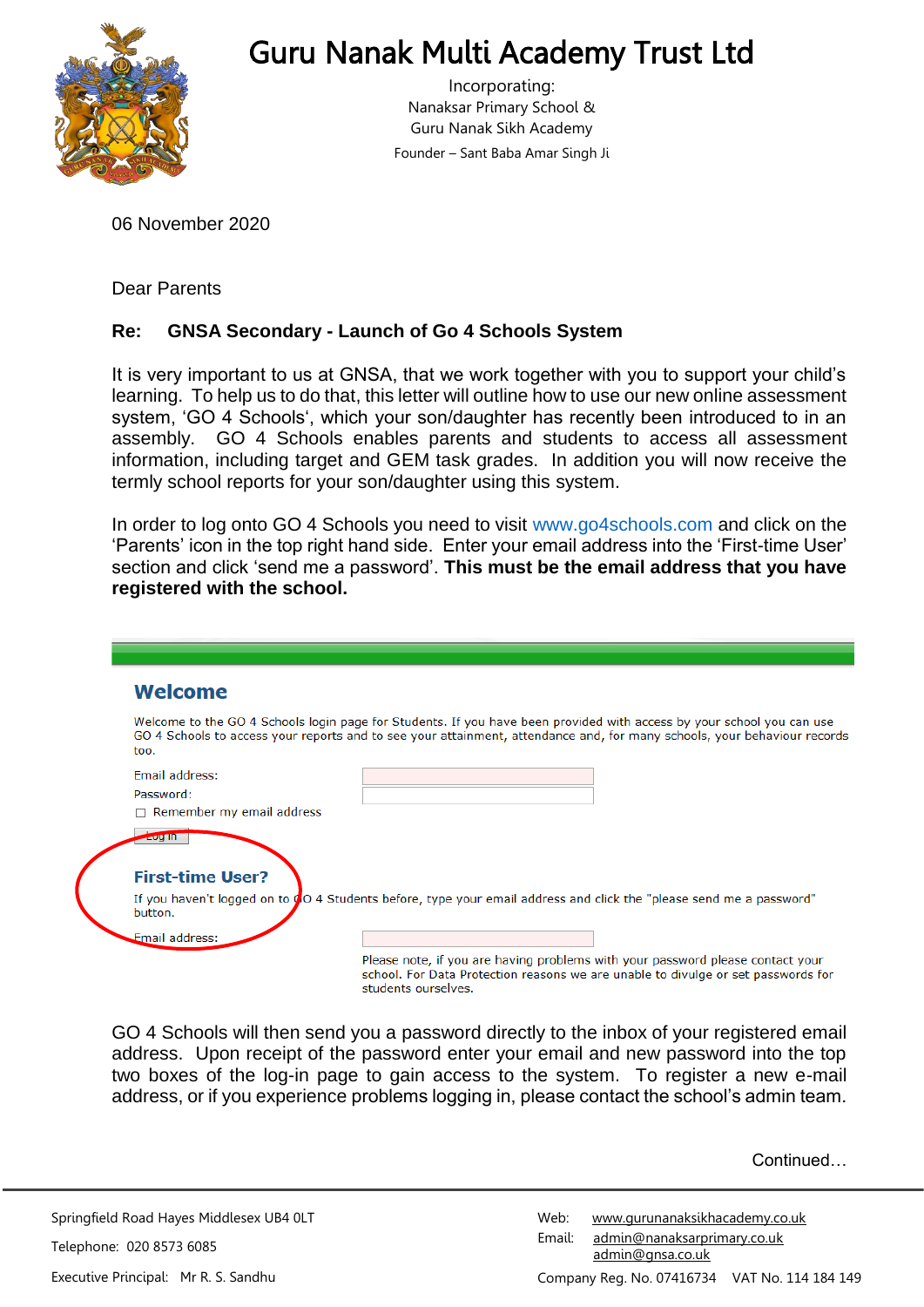# Guru Nanak Multi Academy Trust Ltd

Incorporating:
Nanaksar Primary School &
Guru Nanak Sikh Academy
Founder – Sant Baba Amar Singh Ji

06 November 2020

Dear Parents

**Re: GNSA Secondary - Launch of Go 4 Schools System**

It is very important to us at GNSA, that we work together with you to support your child's learning. To help us to do that, this letter will outline how to use our new online assessment system, 'GO 4 Schools', which your son/daughter has recently been introduced to in an assembly. GO 4 Schools enables parents and students to access all assessment information, including target and GEM task grades. In addition you will now receive the termly school reports for your son/daughter using this system.

In order to log onto GO 4 Schools you need to visit www.go4schools.com and click on the 'Parents' icon in the top right hand side. Enter your email address into the 'First-time User' section and click 'send me a password'. **This must be the email address that you have registered with the school.**

## Welcome

Welcome to the GO 4 Schools login page for Students. If you have been provided with access by your school you can use GO 4 Schools to access your reports and to see your attainment, attendance and, for many schools, your behaviour records too.

Email address:

Password:

☐ Remember my email address

Log in

## First-time User?

If you haven't logged on to GO 4 Students before, type your email address and click the "please send me a password" button.

Email address:

Please note, if you are having problems with your password please contact your school. For Data Protection reasons we are unable to divulge or set passwords for students ourselves.

GO 4 Schools will then send you a password directly to the inbox of your registered email address. Upon receipt of the password enter your email and new password into the top two boxes of the log-in page to gain access to the system. To register a new e-mail address, or if you experience problems logging in, please contact the school's admin team.

Continued…

Springfield Road Hayes Middlesex UB4 0LT
Telephone: 020 8573 6085
Executive Principal: Mr R. S. Sandhu

Web: www.gurunanaksikhacademy.co.uk
Email: admin@nanaksarprimary.co.uk
admin@gnsa.co.uk
Company Reg. No. 07416734 VAT No. 114 184 149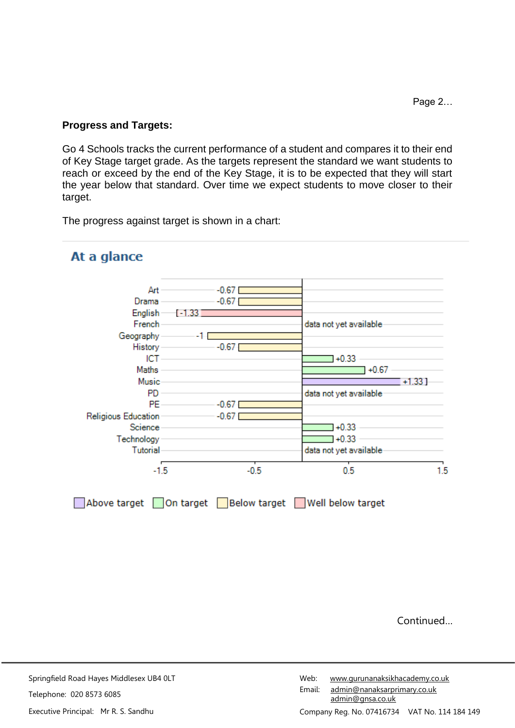**Progress and Targets:**

Go 4 Schools tracks the current performance of a student and compares it to their end of Key Stage target grade. As the targets represent the standard we want students to reach or exceed by the end of the Key Stage, it is to be expected that they will start the year below that standard. Over time we expect students to move closer to their target.

The progress against target is shown in a chart:

## At a glance

| Subject | Progress against target |
|---|---|
| Art | -0.67 |
| Drama | -0.67 |
| English | -1.33 |
| French | data not yet available |
| Geography | -1 |
| History | -0.67 |
| ICT | +0.33 |
| Maths | +0.67 |
| Music | +1.33 |
| PD | data not yet available |
| PE | -0.67 |
| Religious Education | -0.67 |
| Science | +0.33 |
| Technology | +0.33 |
| Tutorial | data not yet available |

Above target | On target | Below target | Well below target

Continued…

Springfield Road Hayes Middlesex UB4 0LT

Telephone: 020 8573 6085

Executive Principal: Mr R. S. Sandhu

Web: www.gurunanaksikhacademy.co.uk

Email: admin@nanaksarprimary.co.uk
admin@gnsa.co.uk

Company Reg. No. 07416734 VAT No. 114 184 149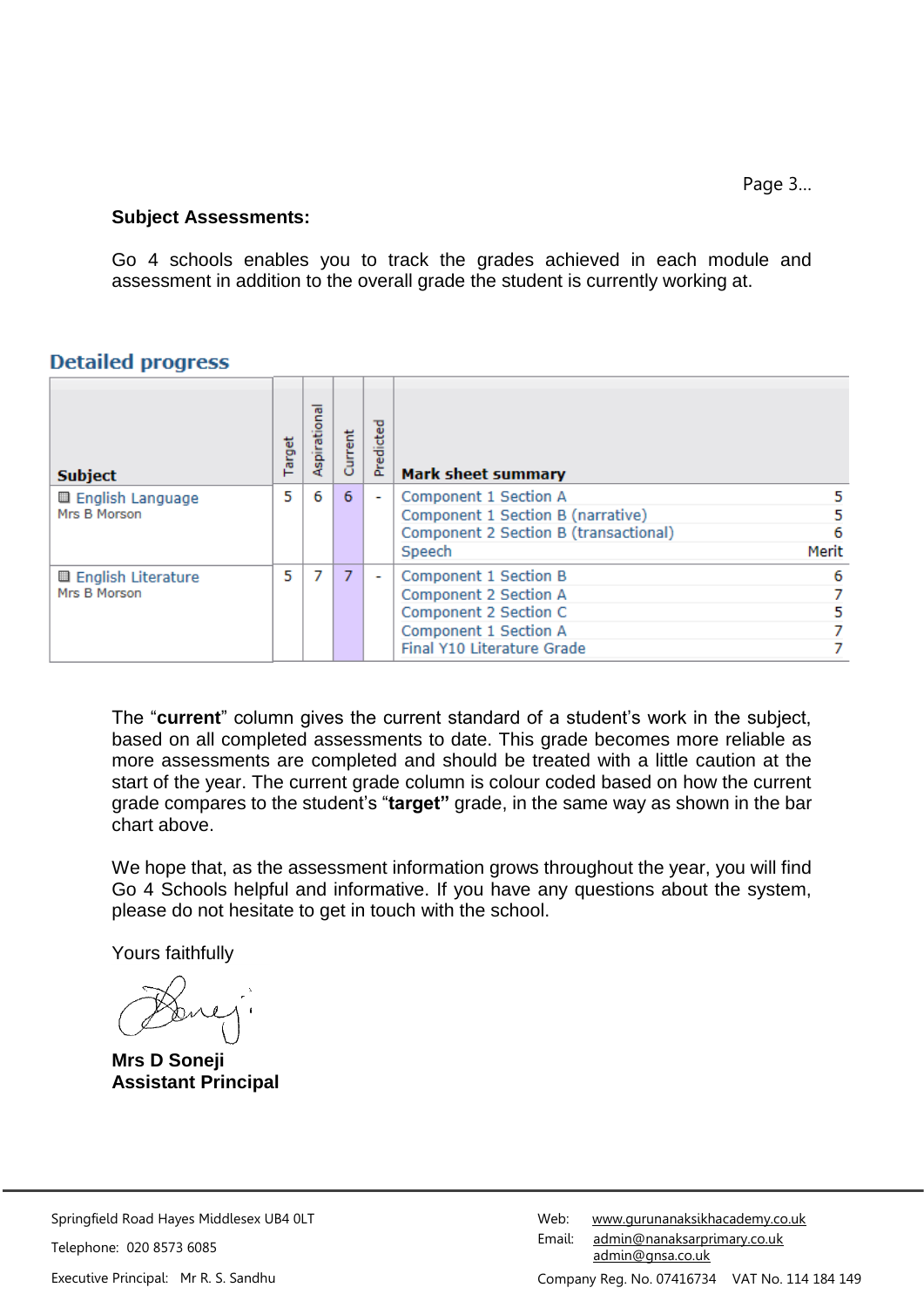**Subject Assessments:**

Go 4 schools enables you to track the grades achieved in each module and assessment in addition to the overall grade the student is currently working at.

## Detailed progress

| Subject | Target | Aspirational | Current | Predicted | Mark sheet summary | |
|---|---|---|---|---|---|---|
| English Language<br>Mrs B Morson | 5 | 6 | 6 | - | Component 1 Section A | 5 |
| | | | | | Component 1 Section B (narrative) | 5 |
| | | | | | Component 2 Section B (transactional) | 6 |
| | | | | | Speech | Merit |
| English Literature<br>Mrs B Morson | 5 | 7 | 7 | - | Component 1 Section B | 6 |
| | | | | | Component 2 Section A | 7 |
| | | | | | Component 2 Section C | 5 |
| | | | | | Component 1 Section A | 7 |
| | | | | | Final Y10 Literature Grade | 7 |

The "**current**" column gives the current standard of a student's work in the subject, based on all completed assessments to date. This grade becomes more reliable as more assessments are completed and should be treated with a little caution at the start of the year. The current grade column is colour coded based on how the current grade compares to the student's "**target"** grade, in the same way as shown in the bar chart above.

We hope that, as the assessment information grows throughout the year, you will find Go 4 Schools helpful and informative. If you have any questions about the system, please do not hesitate to get in touch with the school.

Yours faithfully

**Mrs D Soneji**
**Assistant Principal**

Springfield Road Hayes Middlesex UB4 0LT

Telephone: 020 8573 6085

Executive Principal: Mr R. S. Sandhu

Web: www.gurunanaksikhacademy.co.uk

Email: admin@nanaksarprimary.co.uk
admin@gnsa.co.uk

Company Reg. No. 07416734 VAT No. 114 184 149